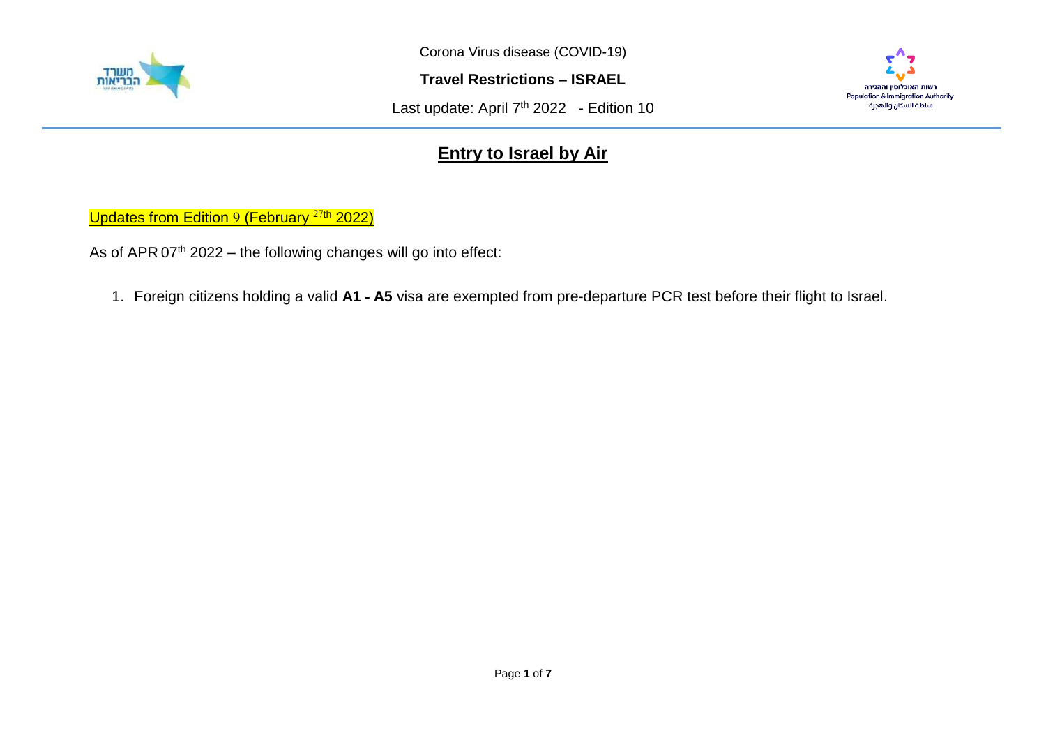Corona Virus disease (COVID-19)

**Travel Restrictions – ISRAEL**

Last update: April 7th 2022 - Edition 10

# Entry to Israel by Air

Updates from Edition 9 (February 27th 2022)

As of APR 07th 2022 – the following changes will go into effect:

1. Foreign citizens holding a valid **A1 - A5** visa are exempted from pre-departure PCR test before their flight to Israel.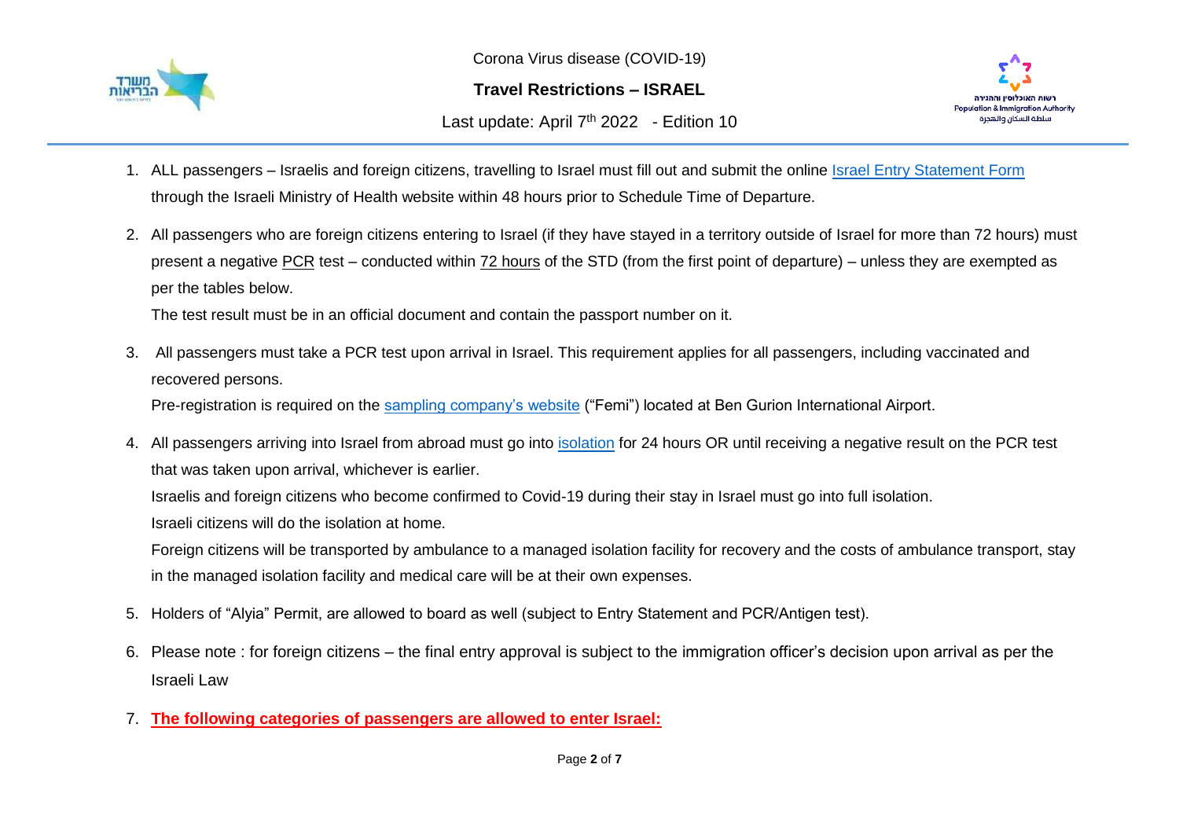Corona Virus disease (COVID-19)

**Travel Restrictions – ISRAEL**

Last update: April 7th 2022 - Edition 10

1. ALL passengers – Israelis and foreign citizens, travelling to Israel must fill out and submit the online Israel Entry Statement Form through the Israeli Ministry of Health website within 48 hours prior to Schedule Time of Departure.

2. All passengers who are foreign citizens entering to Israel (if they have stayed in a territory outside of Israel for more than 72 hours) must present a negative PCR test – conducted within 72 hours of the STD (from the first point of departure) – unless they are exempted as per the tables below.
   The test result must be in an official document and contain the passport number on it.

3. All passengers must take a PCR test upon arrival in Israel. This requirement applies for all passengers, including vaccinated and recovered persons.
   Pre-registration is required on the sampling company's website ("Femi") located at Ben Gurion International Airport.

4. All passengers arriving into Israel from abroad must go into isolation for 24 hours OR until receiving a negative result on the PCR test that was taken upon arrival, whichever is earlier.
   Israelis and foreign citizens who become confirmed to Covid-19 during their stay in Israel must go into full isolation.
   Israeli citizens will do the isolation at home.
   Foreign citizens will be transported by ambulance to a managed isolation facility for recovery and the costs of ambulance transport, stay in the managed isolation facility and medical care will be at their own expenses.

5. Holders of "Alyia" Permit, are allowed to board as well (subject to Entry Statement and PCR/Antigen test).

6. Please note : for foreign citizens – the final entry approval is subject to the immigration officer's decision upon arrival as per the Israeli Law

7. **The following categories of passengers are allowed to enter Israel:**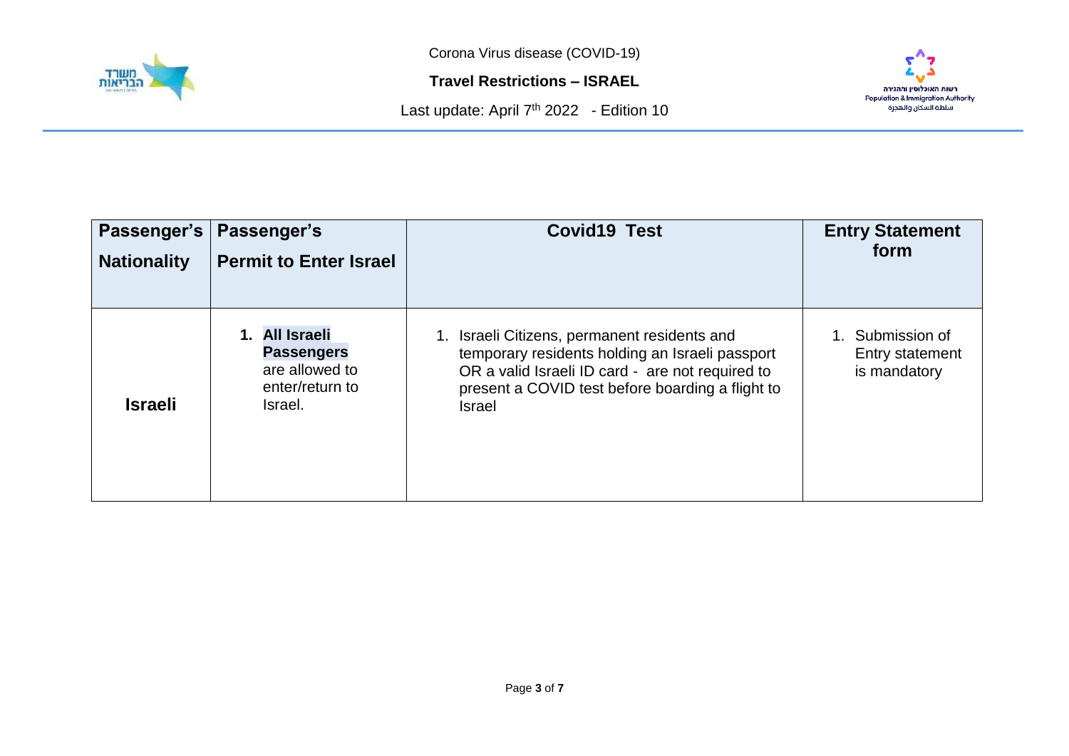| Passenger's Nationality | Passenger's Permit to Enter Israel | Covid19 Test | Entry Statement form |
| --- | --- | --- | --- |
| **Israeli** | 1. **All Israeli Passengers** are allowed to enter/return to Israel. | 1. Israeli Citizens, permanent residents and temporary residents holding an Israeli passport OR a valid Israeli ID card - are not required to present a COVID test before boarding a flight to Israel | 1. Submission of Entry statement is mandatory |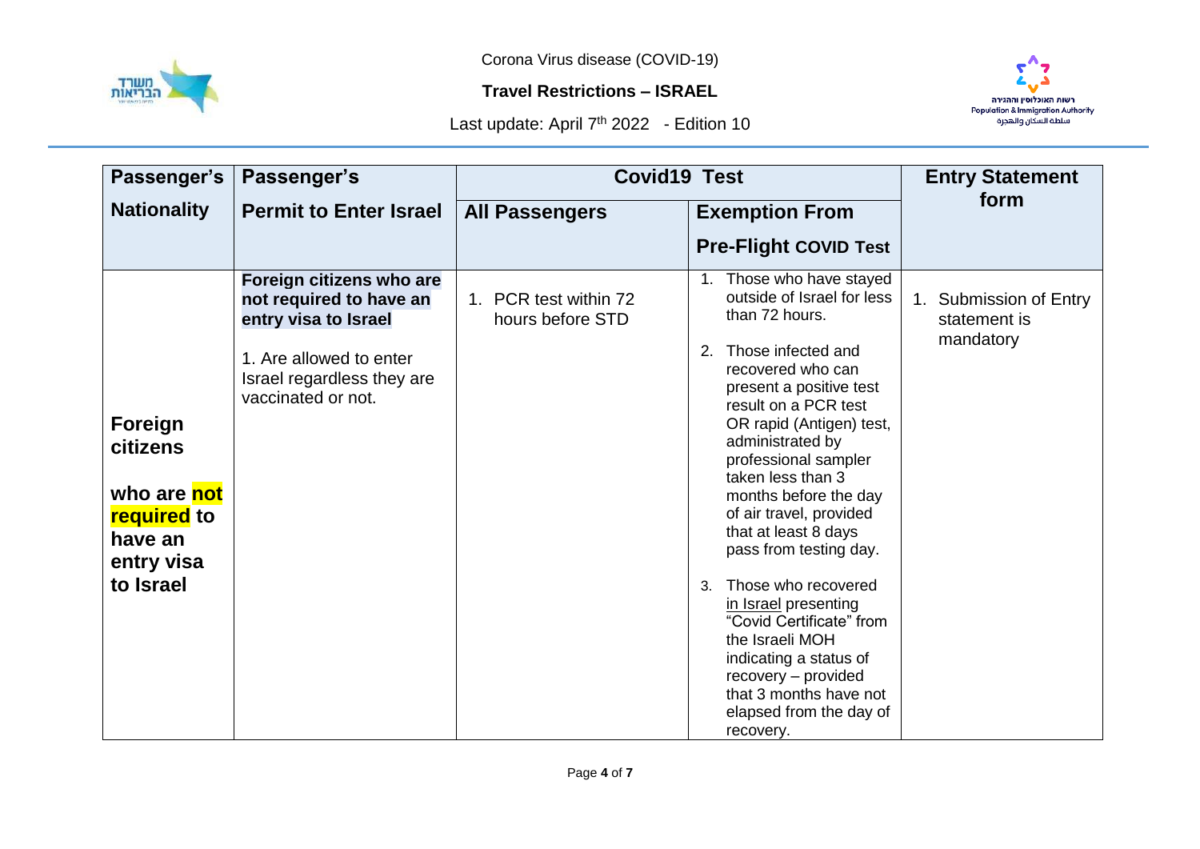| Passenger's Nationality | Passenger's Permit to Enter Israel | Covid19 Test | | Entry Statement form |
|---|---|---|---|---|
| | | **All Passengers** | **Exemption From Pre-Flight COVID Test** | |
| **Foreign citizens who are not required to have an entry visa to Israel** | **Foreign citizens who are not required to have an entry visa to Israel**<br><br>1. Are allowed to enter Israel regardless they are vaccinated or not. | 1. PCR test within 72 hours before STD | 1. Those who have stayed outside of Israel for less than 72 hours.<br><br>2. Those infected and recovered who can present a positive test result on a PCR test OR rapid (Antigen) test, administrated by professional sampler taken less than 3 months before the day of air travel, provided that at least 8 days pass from testing day.<br><br>3. Those who recovered in Israel presenting "Covid Certificate" from the Israeli MOH indicating a status of recovery – provided that 3 months have not elapsed from the day of recovery. | 1. Submission of Entry statement is mandatory |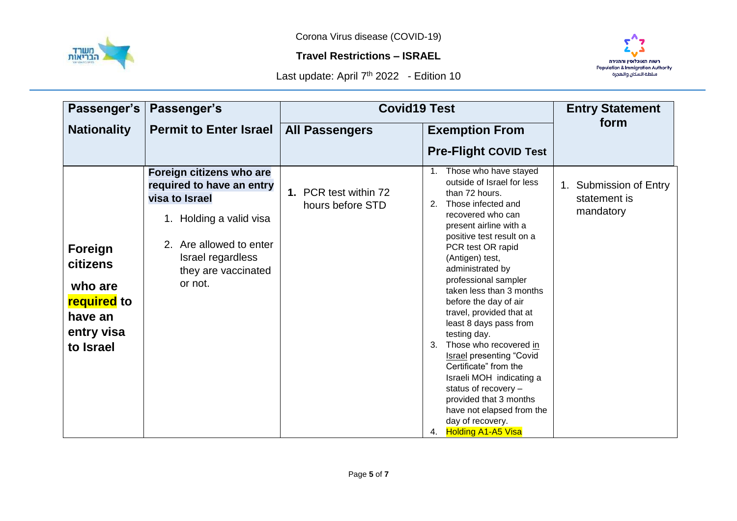Corona Virus disease (COVID-19)

**Travel Restrictions – ISRAEL**

Last update: April 7th 2022 - Edition 10

| Passenger's Nationality | Passenger's Permit to Enter Israel | Covid19 Test | | Entry Statement form |
|---|---|---|---|---|
| | | All Passengers | Exemption From Pre-Flight COVID Test | |
| **Foreign citizens who are required to have an entry visa to Israel** | **Foreign citizens who are required to have an entry visa to Israel** <br> 1. Holding a valid visa <br> 2. Are allowed to enter Israel regardless they are vaccinated or not. | **1.** PCR test within 72 hours before STD | 1. Those who have stayed outside of Israel for less than 72 hours. <br> 2. Those infected and recovered who can present airline with a positive test result on a PCR test OR rapid (Antigen) test, administrated by professional sampler taken less than 3 months before the day of air travel, provided that at least 8 days pass from testing day. <br> 3. Those recovered in Israel presenting "Covid Certificate" from the Israeli MOH indicating a status of recovery – provided that 3 months have not elapsed from the day of recovery. <br> 4. Holding A1-A5 Visa | 1. Submission of Entry statement is mandatory |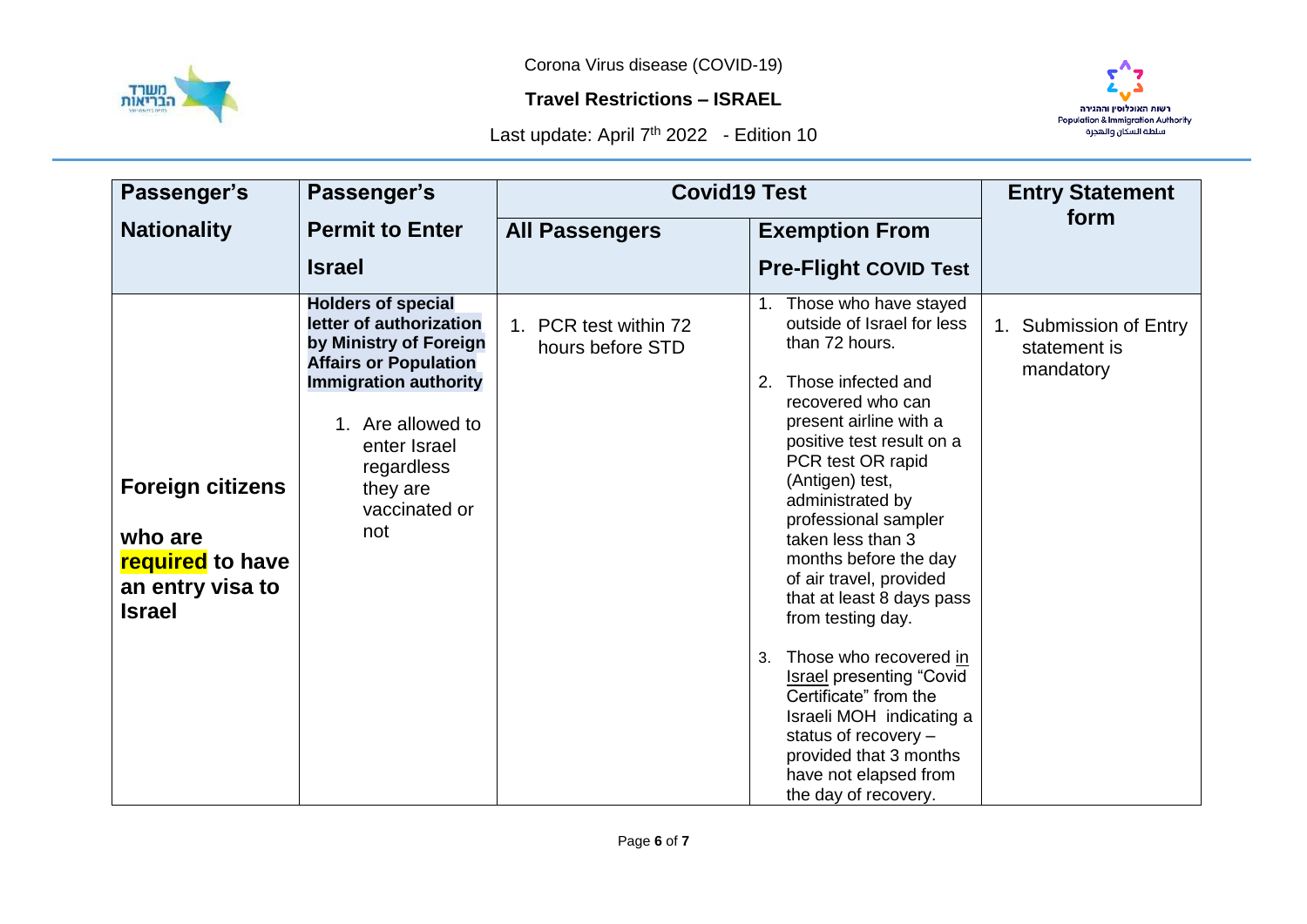Corona Virus disease (COVID-19)

**Travel Restrictions – ISRAEL**

Last update: April 7th 2022 - Edition 10

| Passenger's Nationality | Passenger's Permit to Enter Israel | Covid19 Test | | Entry Statement form |
|---|---|---|---|---|
| | | **All Passengers** | **Exemption From Pre-Flight COVID Test** | |
| **Foreign citizens who are required to have an entry visa to Israel** | **Holders of special letter of authorization by Ministry of Foreign Affairs or Population Immigration authority**<br>1. Are allowed to enter Israel regardless they are vaccinated or not | 1. PCR test within 72 hours before STD | 1. Those who have stayed outside of Israel for less than 72 hours.<br>2. Those infected and recovered who can present airline with a positive test result on a PCR test OR rapid (Antigen) test, administrated by professional sampler taken less than 3 months before the day of air travel, provided that at least 8 days pass from testing day.<br>3. Those who recovered in Israel presenting "Covid Certificate" from the Israeli MOH indicating a status of recovery – provided that 3 months have not elapsed from the day of recovery. | 1. Submission of Entry statement is mandatory |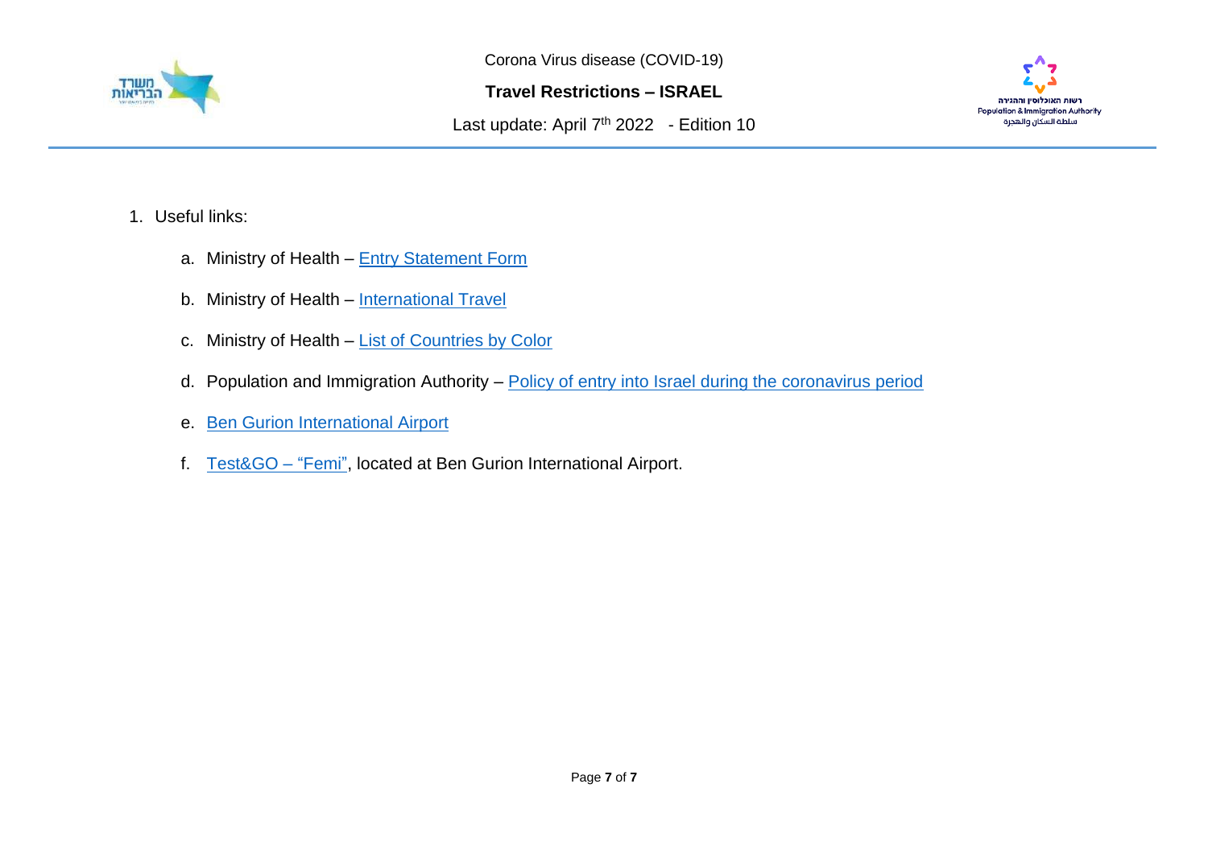1. Useful links:

    a. Ministry of Health – Entry Statement Form

    b. Ministry of Health – International Travel

    c. Ministry of Health – List of Countries by Color

    d. Population and Immigration Authority – Policy of entry into Israel during the coronavirus period

    e. Ben Gurion International Airport

    f. Test&GO – "Femi", located at Ben Gurion International Airport.